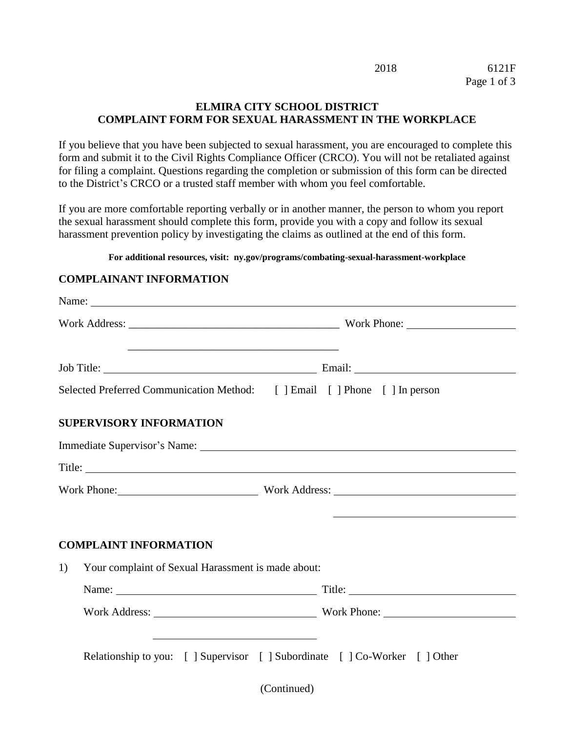# ELMIRA CITY SCHOOL DISTRICT
## COMPLAINT FORM FOR SEXUAL HARASSMENT IN THE WORKPLACE

If you believe that you have been subjected to sexual harassment, you are encouraged to complete this form and submit it to the Civil Rights Compliance Officer (CRCO). You will not be retaliated against for filing a complaint. Questions regarding the completion or submission of this form can be directed to the District's CRCO or a trusted staff member with whom you feel comfortable.

If you are more comfortable reporting verbally or in another manner, the person to whom you report the sexual harassment should complete this form, provide you with a copy and follow its sexual harassment prevention policy by investigating the claims as outlined at the end of this form.

**For additional resources, visit: ny.gov/programs/combating-sexual-harassment-workplace**

### COMPLAINANT INFORMATION

Name: ______________________________________________

Work Address: ______________________________ Work Phone: ________________

______________________________

Job Title: ______________________________ Email: ________________

Selected Preferred Communication Method: [ ] Email [ ] Phone [ ] In person

### SUPERVISORY INFORMATION

Immediate Supervisor's Name: ______________________________________________

Title: ______________________________________________

Work Phone: ________________ Work Address: ______________________________

______________________________

### COMPLAINT INFORMATION

1) Your complaint of Sexual Harassment is made about:

   Name: ______________________________ Title: ________________

   Work Address: ______________________________ Work Phone: ________________

   ______________________________

   Relationship to you: [ ] Supervisor [ ] Subordinate [ ] Co-Worker [ ] Other

(Continued)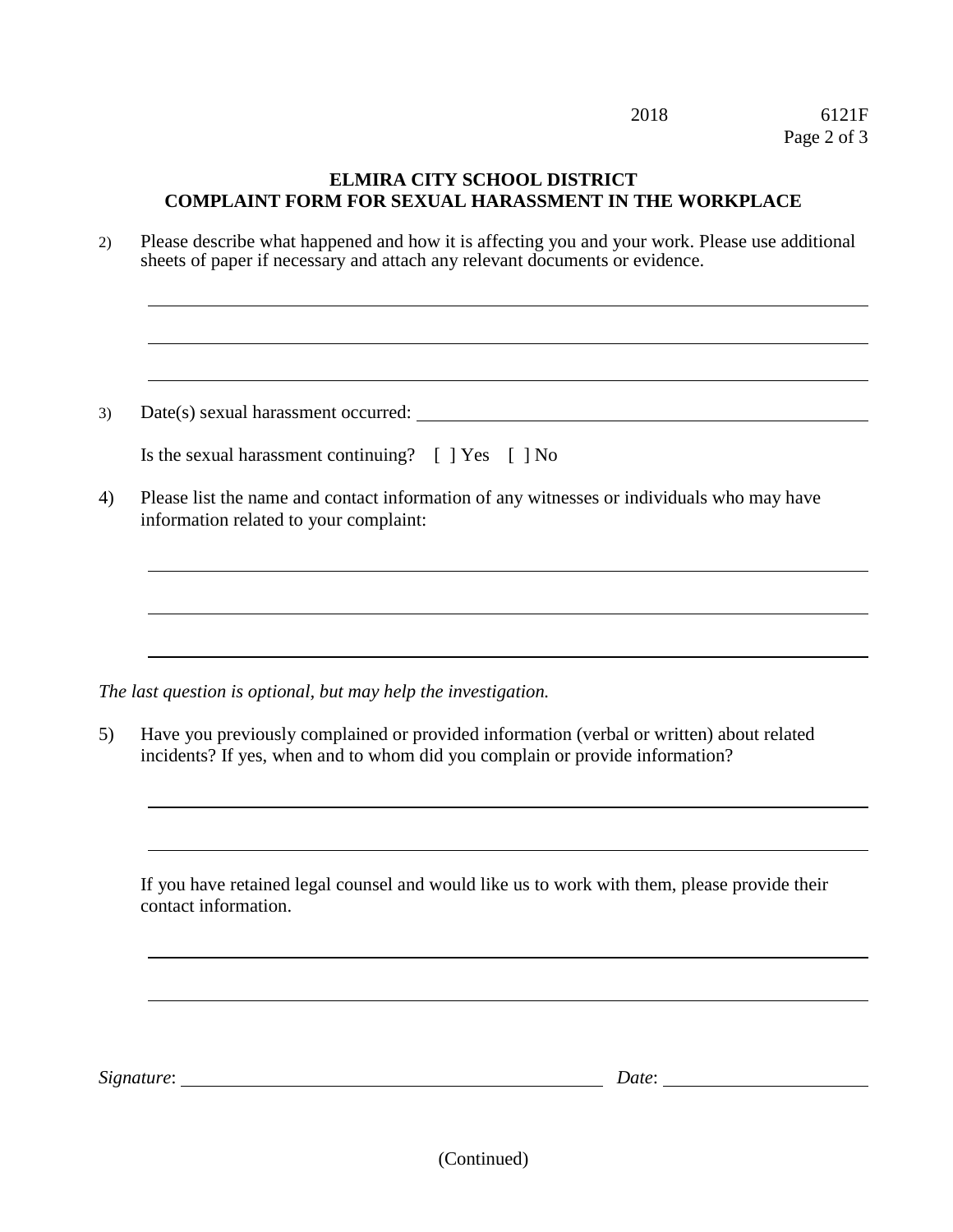**ELMIRA CITY SCHOOL DISTRICT**
**COMPLAINT FORM FOR SEXUAL HARASSMENT IN THE WORKPLACE**

2) Please describe what happened and how it is affecting you and your work. Please use additional sheets of paper if necessary and attach any relevant documents or evidence.

______________________________________________________________________

______________________________________________________________________

______________________________________________________________________

3) Date(s) sexual harassment occurred: ________________________________

Is the sexual harassment continuing? [ ] Yes [ ] No

4) Please list the name and contact information of any witnesses or individuals who may have information related to your complaint:

______________________________________________________________________

______________________________________________________________________

______________________________________________________________________

*The last question is optional, but may help the investigation.*

5) Have you previously complained or provided information (verbal or written) about related incidents? If yes, when and to whom did you complain or provide information?

______________________________________________________________________

______________________________________________________________________

If you have retained legal counsel and would like us to work with them, please provide their contact information.

______________________________________________________________________

______________________________________________________________________

*Signature*: ______________________________ *Date*: ______________

(Continued)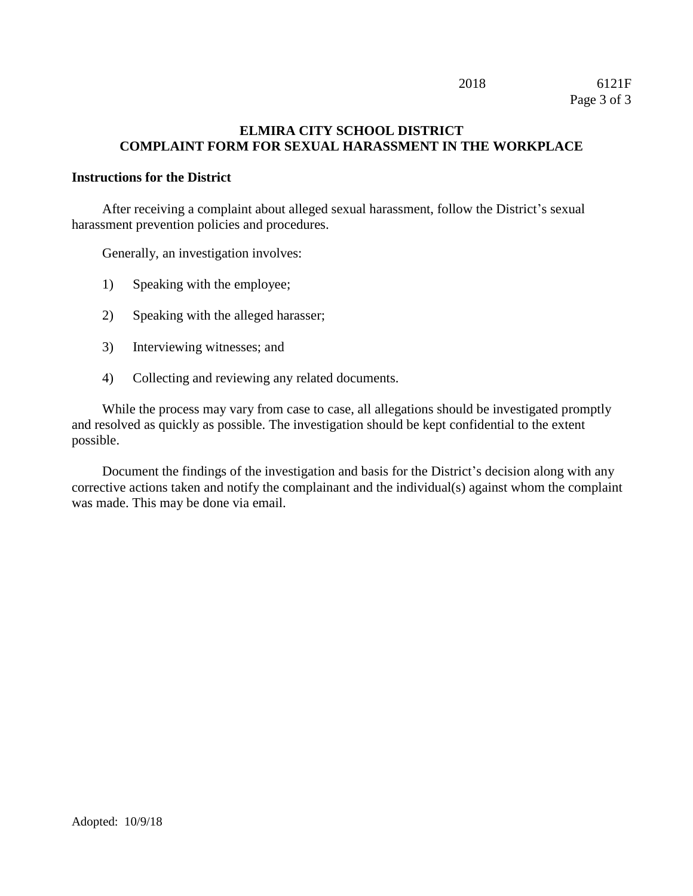# ELMIRA CITY SCHOOL DISTRICT
# COMPLAINT FORM FOR SEXUAL HARASSMENT IN THE WORKPLACE

**Instructions for the District**

After receiving a complaint about alleged sexual harassment, follow the District's sexual harassment prevention policies and procedures.

Generally, an investigation involves:

1) Speaking with the employee;

2) Speaking with the alleged harasser;

3) Interviewing witnesses; and

4) Collecting and reviewing any related documents.

While the process may vary from case to case, all allegations should be investigated promptly and resolved as quickly as possible. The investigation should be kept confidential to the extent possible.

Document the findings of the investigation and basis for the District's decision along with any corrective actions taken and notify the complainant and the individual(s) against whom the complaint was made. This may be done via email.

Adopted: 10/9/18